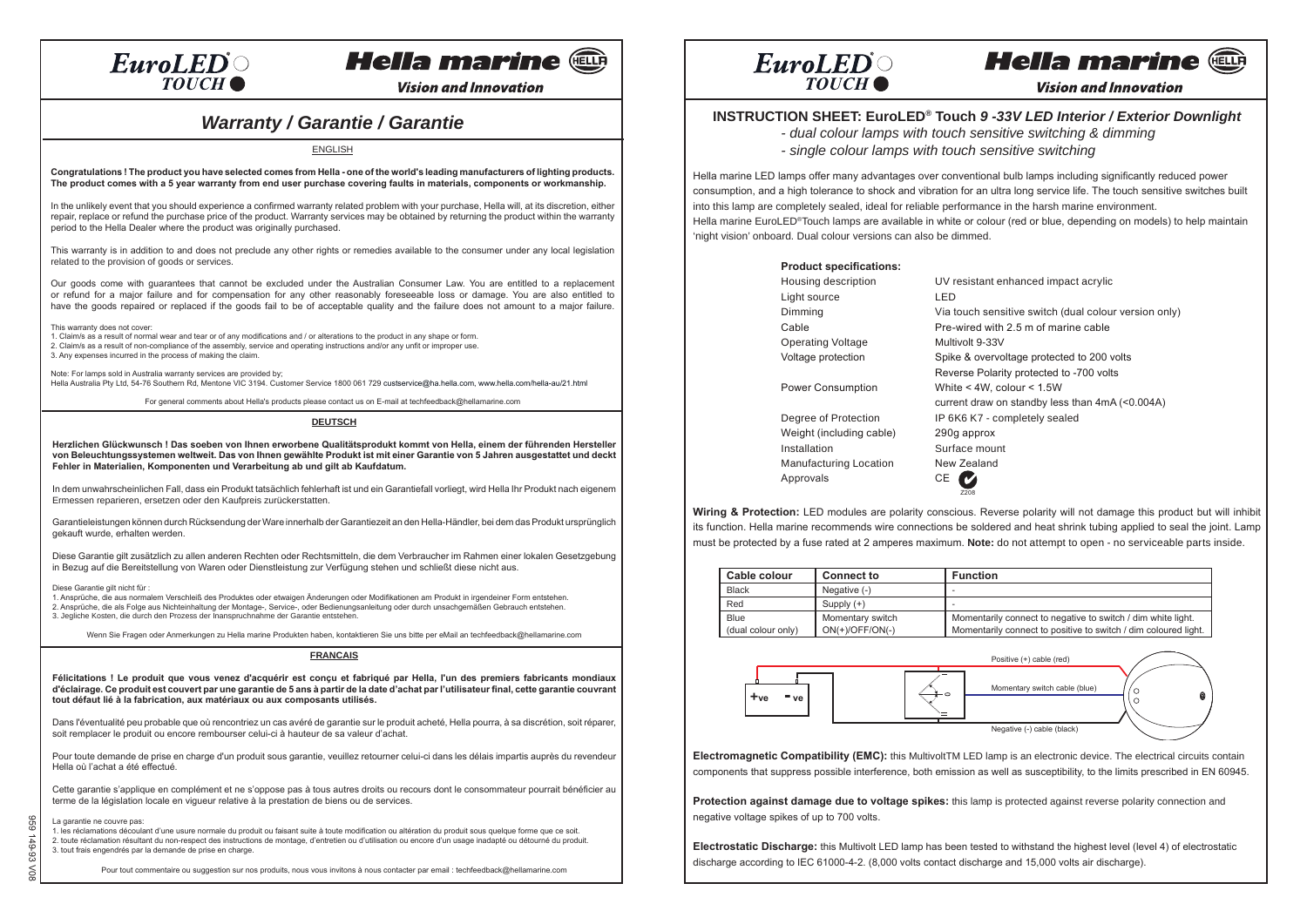EuroLED® TOUCH

Hella marine

Vision and Innovation

# Warranty / Garantie / Garantie

## ENGLISH

**Congratulations ! The product you have selected comes from Hella - one of the world's leading manufacturers of lighting products. The product comes with a 5 year warranty from end user purchase covering faults in materials, components or workmanship.**

In the unlikely event that you should experience a confirmed warranty related problem with your purchase, Hella will, at its discretion, either repair, replace or refund the purchase price of the product. Warranty services may be obtained by returning the product within the warranty period to the Hella Dealer where the product was originally purchased.

This warranty is in addition to and does not preclude any other rights or remedies available to the consumer under any local legislation related to the provision of goods or services.

Our goods come with guarantees that cannot be excluded under the Australian Consumer Law. You are entitled to a replacement or refund for a major failure and for compensation for any other reasonably foreseeable loss or damage. You are also entitled to have the goods repaired or replaced if the goods fail to be of acceptable quality and the failure does not amount to a major failure.

This warranty does not cover:
1. Claim/s as a result of normal wear and tear or of any modifications and / or alterations to the product in any shape or form.
2. Claim/s as a result of non-compliance of the assembly, service and operating instructions and/or any unfit or improper use.
3. Any expenses incurred in the process of making the claim.

Note: For lamps sold in Australia warranty services are provided by;
Hella Australia Pty Ltd, 54-76 Southern Rd, Mentone VIC 3194. Customer Service 1800 061 729 custservice@ha.hella.com, www.hella.com/hella-au/21.html

For general comments about Hella's products please contact us on E-mail at techfeedback@hellamarine.com

## DEUTSCH

**Herzlichen Glückwunsch ! Das soeben von Ihnen erworbene Qualitätsprodukt kommt von Hella, einem der führenden Hersteller von Beleuchtungssystemen weltweit. Das von Ihnen gewählte Produkt ist mit einer Garantie von 5 Jahren ausgestattet und deckt Fehler in Materialien, Komponenten und Verarbeitung ab und gilt ab Kaufdatum.**

In dem unwahrscheinlichen Fall, dass ein Produkt tatsächlich fehlerhaft ist und ein Garantiefall vorliegt, wird Hella Ihr Produkt nach eigenem Ermessen reparieren, ersetzen oder den Kaufpreis zurückerstatten.

Garantieleistungen können durch Rücksendung der Ware innerhalb der Garantiezeit an den Hella-Händler, bei dem das Produkt ursprünglich gekauft wurde, erhalten werden.

Diese Garantie gilt zusätzlich zu allen anderen Rechten oder Rechtsmitteln, die dem Verbraucher im Rahmen einer lokalen Gesetzgebung in Bezug auf die Bereitstellung von Waren oder Dienstleistung zur Verfügung stehen und schließt diese nicht aus.

Diese Garantie gilt nicht für :
1. Ansprüche, die aus normalem Verschleiß des Produktes oder etwaigen Änderungen oder Modifikationen am Produkt in irgendeiner Form entstehen.
2. Ansprüche, die als Folge aus Nichteinhaltung der Montage-, Service-, oder Bedienungsanleitung oder durch unsachgemäßen Gebrauch entstehen.
3. Jegliche Kosten, die durch den Prozess der Inanspruchnahme der Garantie entstehen.

Wenn Sie Fragen oder Anmerkungen zu Hella marine Produkten haben, kontaktieren Sie uns bitte per eMail an techfeedback@hellamarine.com

## FRANCAIS

**Félicitations ! Le produit que vous venez d'acquérir est conçu et fabriqué par Hella, l'un des premiers fabricants mondiaux d'éclairage. Ce produit est couvert par une garantie de 5 ans à partir de la date d'achat par l'utilisateur final, cette garantie couvrant tout défaut lié à la fabrication, aux matériaux ou aux composants utilisés.**

Dans l'éventualité peu probable que où rencontriez un cas avéré de garantie sur le produit acheté, Hella pourra, à sa discrétion, soit réparer, soit remplacer le produit ou encore rembourser celui-ci à hauteur de sa valeur d'achat.

Pour toute demande de prise en charge d'un produit sous garantie, veuillez retourner celui-ci dans les délais impartis auprès du revendeur Hella où l'achat a été effectué.

Cette garantie s'applique en complément et ne s'oppose pas à tous autres droits ou recours dont le consommateur pourrait bénéficier au terme de la législation locale en vigueur relative à la prestation de biens ou de services.

La garantie ne couvre pas:
1. les réclamations découlant d'une usure normale du produit ou faisant suite à toute modification ou altération du produit sous quelque forme que ce soit.
2. toute réclamation résultant du non-respect des instructions de montage, d'entretien ou d'utilisation ou encore d'un usage inadapté ou détourné du produit.
3. tout frais engendrés par la demande de prise en charge.

Pour toute commentaire ou suggestion sur nos produits, nous vous invitons à nous contacter par email : techfeedback@hellamarine.com

959 149-93 V08

EuroLED® TOUCH

Hella marine

Vision and Innovation

## INSTRUCTION SHEET: EuroLED® Touch *9 -33V LED Interior / Exterior Downlight*

*- dual colour lamps with touch sensitive switching & dimming*

*- single colour lamps with touch sensitive switching*

Hella marine LED lamps offer many advantages over conventional bulb lamps including significantly reduced power consumption, and a high tolerance to shock and vibration for an ultra long service life. The touch sensitive switches built into this lamp are completely sealed, ideal for reliable performance in the harsh marine environment.
Hella marine EuroLED®Touch lamps are available in white or colour (red or blue, depending on models) to help maintain 'night vision' onboard. Dual colour versions can also be dimmed.

**Product specifications:**

| | |
|---|---|
| Housing description | UV resistant enhanced impact acrylic |
| Light source | LED |
| Dimming | Via touch sensitive switch (dual colour version only) |
| Cable | Pre-wired with 2.5 m of marine cable |
| Operating Voltage | Multivolt 9-33V |
| Voltage protection | Spike & overvoltage protected to 200 volts<br>Reverse Polarity protected to -700 volts |
| Power Consumption | White < 4W, colour < 1.5W<br>current draw on standby less than 4mA (<0.004A) |
| Degree of Protection | IP 6K6 K7 - completely sealed |
| Weight (including cable) | 290g approx |
| Installation | Surface mount |
| Manufacturing Location | New Zealand |
| Approvals | CE Z208 |

**Wiring & Protection:** LED modules are polarity conscious. Reverse polarity will not damage this product but will inhibit its function. Hella marine recommends wire connections be soldered and heat shrink tubing applied to seal the joint. Lamp must be protected by a fuse rated at 2 amperes maximum. **Note:** do not attempt to open - no serviceable parts inside.

| Cable colour | Connect to | Function |
|---|---|---|
| Black | Negative (-) | - |
| Red | Supply (+) | - |
| Blue<br>(dual colour only) | Momentary switch<br>ON(+)/OFF/ON(-) | Momentarily connect to negative to switch / dim white light.<br>Momentarily connect to positive to switch / dim coloured light. |

+ve -ve

Positive (+) cable (red)

Momentary switch cable (blue)

Negative (-) cable (black)

**Electromagnetic Compatibility (EMC):** this MultivoltTM LED lamp is an electronic device. The electrical circuits contain components that suppress possible interference, both emission as well as susceptibility, to the limits prescribed in EN 60945.

**Protection against damage due to voltage spikes:** this lamp is protected against reverse polarity connection and negative voltage spikes of up to 700 volts.

**Electrostatic Discharge:** this Multivolt LED lamp has been tested to withstand the highest level (level 4) of electrostatic discharge according to IEC 61000-4-2. (8,000 volts contact discharge and 15,000 volts air discharge).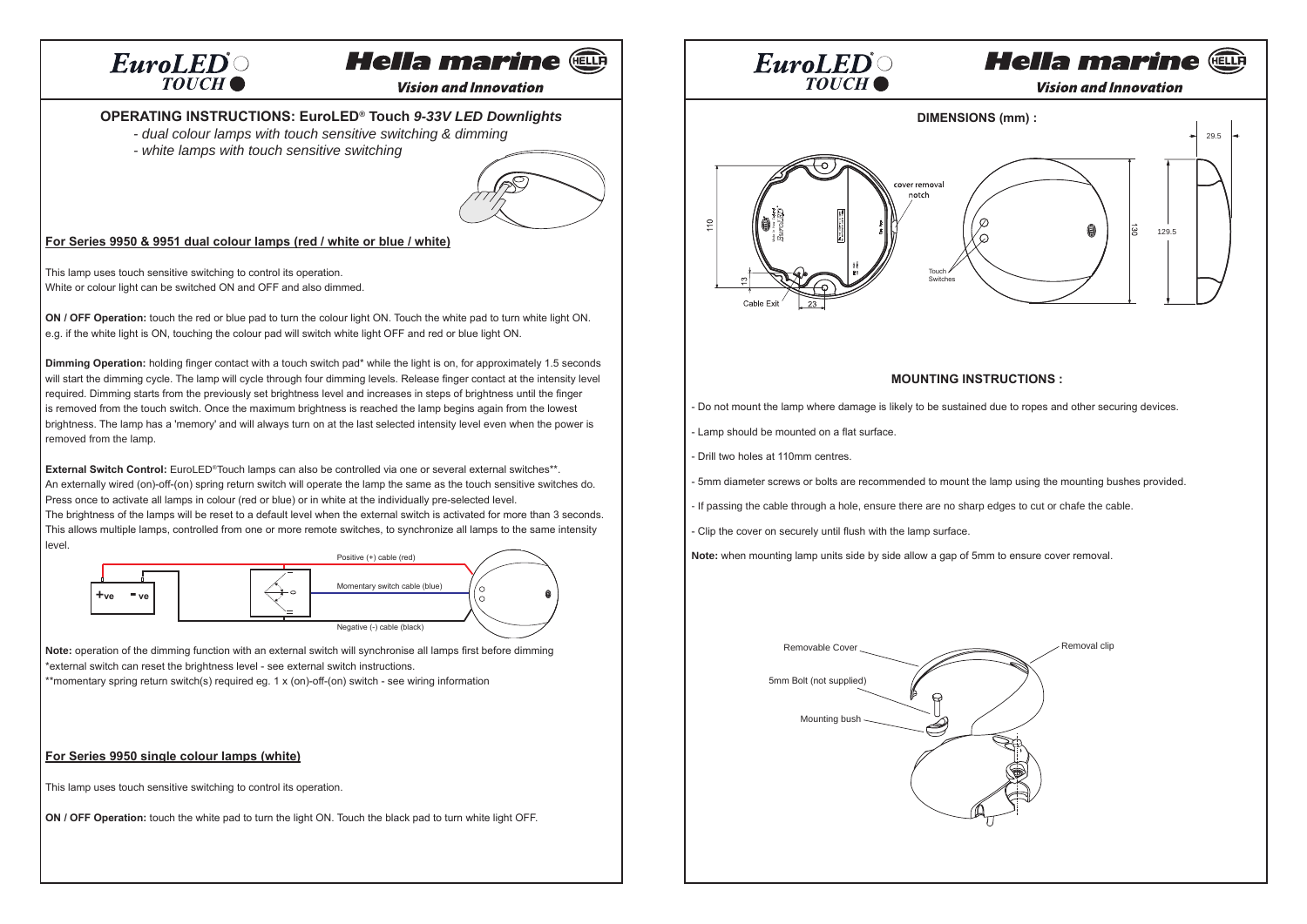EuroLED® TOUCH

Hella marine

Vision and Innovation

## OPERATING INSTRUCTIONS: EuroLED® Touch *9-33V LED Downlights*

*- dual colour lamps with touch sensitive switching & dimming*

*- white lamps with touch sensitive switching*

### For Series 9950 & 9951 dual colour lamps (red / white or blue / white)

This lamp uses touch sensitive switching to control its operation.
White or colour light can be switched ON and OFF and also dimmed.

**ON / OFF Operation:** touch the red or blue pad to turn the colour light ON. Touch the white pad to turn white light ON. e.g. if the white light is ON, touching the colour pad will switch white light OFF and red or blue light ON.

**Dimming Operation:** holding finger contact with a touch switch pad* while the light is on, for approximately 1.5 seconds will start the dimming cycle. The lamp will cycle through four dimming levels. Release finger contact at the intensity level required. Dimming starts from the previously set brightness level and increases in steps of brightness until the finger is removed from the touch switch. Once the maximum brightness is reached the lamp begins again from the lowest brightness. The lamp has a 'memory' and will always turn on at the last selected intensity level even when the power is removed from the lamp.

**External Switch Control:** EuroLED®Touch lamps can also be controlled via one or several external switches**.
An externally wired (on)-off-(on) spring return switch will operate the lamp the same as the touch sensitive switches do. Press once to activate all lamps in colour (red or blue) or in white at the individually pre-selected level.
The brightness of the lamps will be reset to a default level when the external switch is activated for more than 3 seconds. This allows multiple lamps, controlled from one or more remote switches, to synchronize all lamps to the same intensity level.

Positive (+) cable (red)

Momentary switch cable (blue)

Negative (-) cable (black)

+ve -ve

**Note:** operation of the dimming function with an external switch will synchronise all lamps first before dimming
*external switch can reset the brightness level - see external switch instructions.
**momentary spring return switch(s) required eg. 1 x (on)-off-(on) switch - see wiring information

### For Series 9950 single colour lamps (white)

This lamp uses touch sensitive switching to control its operation.

**ON / OFF Operation:** touch the white pad to turn the light ON. Touch the black pad to turn white light OFF.

## DIMENSIONS (mm) :

110

13

23

Cable Exit

cover removal notch

Touch Switches

130

29.5

129.5

## MOUNTING INSTRUCTIONS :

- Do not mount the lamp where damage is likely to be sustained due to ropes and other securing devices.
- Lamp should be mounted on a flat surface.
- Drill two holes at 110mm centres.
- 5mm diameter screws or bolts are recommended to mount the lamp using the mounting bushes provided.
- If passing the cable through a hole, ensure there are no sharp edges to cut or chafe the cable.
- Clip the cover on securely until flush with the lamp surface.

**Note:** when mounting lamp units side by side allow a gap of 5mm to ensure cover removal.

Removable Cover

Removal clip

5mm Bolt (not supplied)

Mounting bush